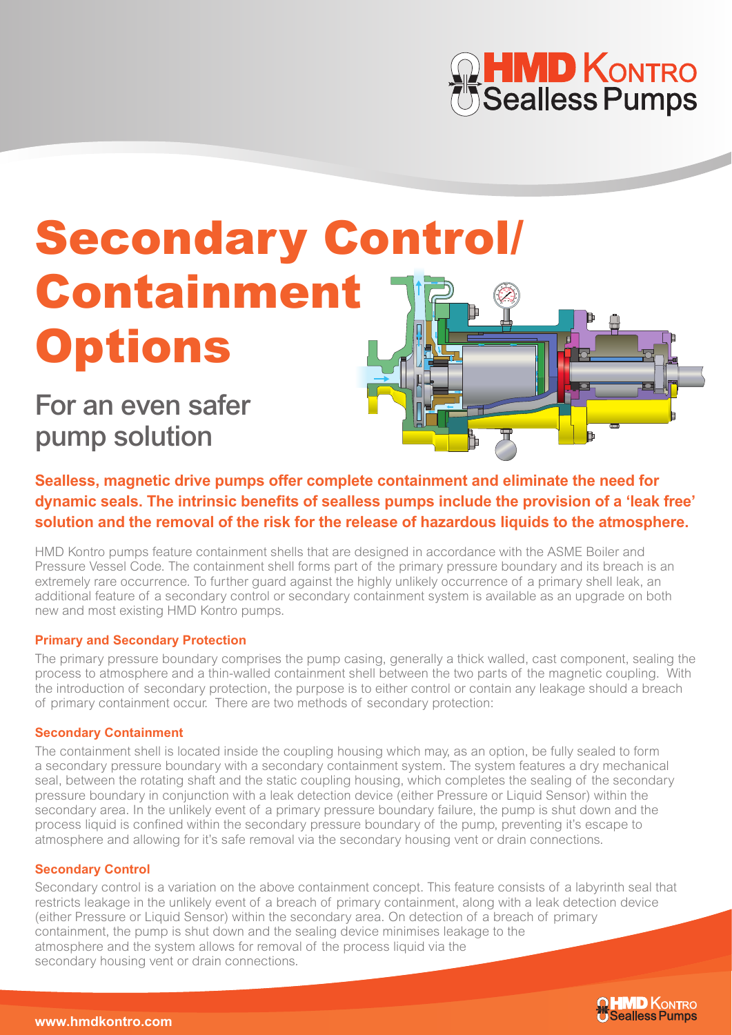# Secondary Control/ Containment Options

## For an even safer pump solution

**Sealless, magnetic drive pumps offer complete containment and eliminate the need for dynamic seals. The intrinsic benefits of sealless pumps include the provision of a 'leak free' solution and the removal of the risk for the release of hazardous liquids to the atmosphere.**

HMD Kontro pumps feature containment shells that are designed in accordance with the ASME Boiler and Pressure Vessel Code. The containment shell forms part of the primary pressure boundary and its breach is an extremely rare occurrence. To further guard against the highly unlikely occurrence of a primary shell leak, an additional feature of a secondary control or secondary containment system is available as an upgrade on both new and most existing HMD Kontro pumps.

### Primary and Secondary Protection

The primary pressure boundary comprises the pump casing, generally a thick walled, cast component, sealing the process to atmosphere and a thin-walled containment shell between the two parts of the magnetic coupling. With the introduction of secondary protection, the purpose is to either control or contain any leakage should a breach of primary containment occur. There are two methods of secondary protection:

### Secondary Containment

The containment shell is located inside the coupling housing which may, as an option, be fully sealed to form a secondary pressure boundary with a secondary containment system. The system features a dry mechanical seal, between the rotating shaft and the static coupling housing, which completes the sealing of the secondary pressure boundary in conjunction with a leak detection device (either Pressure or Liquid Sensor) within the secondary area. In the unlikely event of a primary pressure boundary failure, the pump is shut down and the process liquid is confined within the secondary pressure boundary of the pump, preventing it's escape to atmosphere and allowing for it's safe removal via the secondary housing vent or drain connections.

### Secondary Control

Secondary control is a variation on the above containment concept. This feature consists of a labyrinth seal that restricts leakage in the unlikely event of a breach of primary containment, along with a leak detection device (either Pressure or Liquid Sensor) within the secondary area. On detection of a breach of primary containment, the pump is shut down and the sealing device minimises leakage to the atmosphere and the system allows for removal of the process liquid via the secondary housing vent or drain connections.

www.hmdkontro.com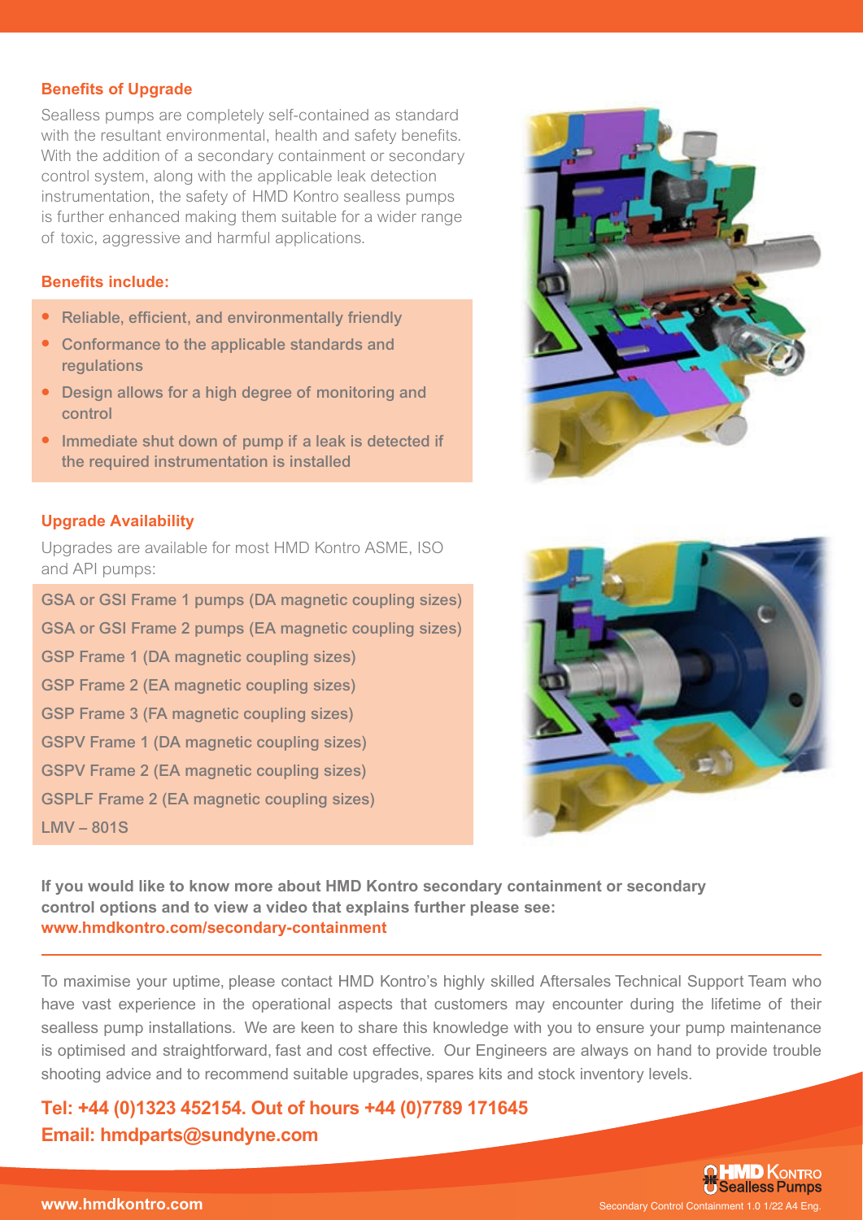## Benefits of Upgrade

Sealless pumps are completely self-contained as standard with the resultant environmental, health and safety benefits. With the addition of a secondary containment or secondary control system, along with the applicable leak detection instrumentation, the safety of HMD Kontro sealless pumps is further enhanced making them suitable for a wider range of toxic, aggressive and harmful applications.

## Benefits include:

- Reliable, efficient, and environmentally friendly
- Conformance to the applicable standards and regulations
- Design allows for a high degree of monitoring and control
- Immediate shut down of pump if a leak is detected if the required instrumentation is installed

## Upgrade Availability

Upgrades are available for most HMD Kontro ASME, ISO and API pumps:

GSA or GSI Frame 1 pumps (DA magnetic coupling sizes)
GSA or GSI Frame 2 pumps (EA magnetic coupling sizes)
GSP Frame 1 (DA magnetic coupling sizes)
GSP Frame 2 (EA magnetic coupling sizes)
GSP Frame 3 (FA magnetic coupling sizes)
GSPV Frame 1 (DA magnetic coupling sizes)
GSPV Frame 2 (EA magnetic coupling sizes)
GSPLF Frame 2 (EA magnetic coupling sizes)
LMV – 801S

**If you would like to know more about HMD Kontro secondary containment or secondary control options and to view a video that explains further please see:**
**www.hmdkontro.com/secondary-containment**

---

To maximise your uptime, please contact HMD Kontro's highly skilled Aftersales Technical Support Team who have vast experience in the operational aspects that customers may encounter during the lifetime of their sealless pump installations. We are keen to share this knowledge with you to ensure your pump maintenance is optimised and straightforward, fast and cost effective. Our Engineers are always on hand to provide trouble shooting advice and to recommend suitable upgrades, spares kits and stock inventory levels.

**Tel: +44 (0)1323 452154. Out of hours +44 (0)7789 171645**
**Email: hmdparts@sundyne.com**

HMD Kontro Sealless Pumps

www.hmdkontro.com

Secondary Control Containment 1.0 1/22 A4 Eng.